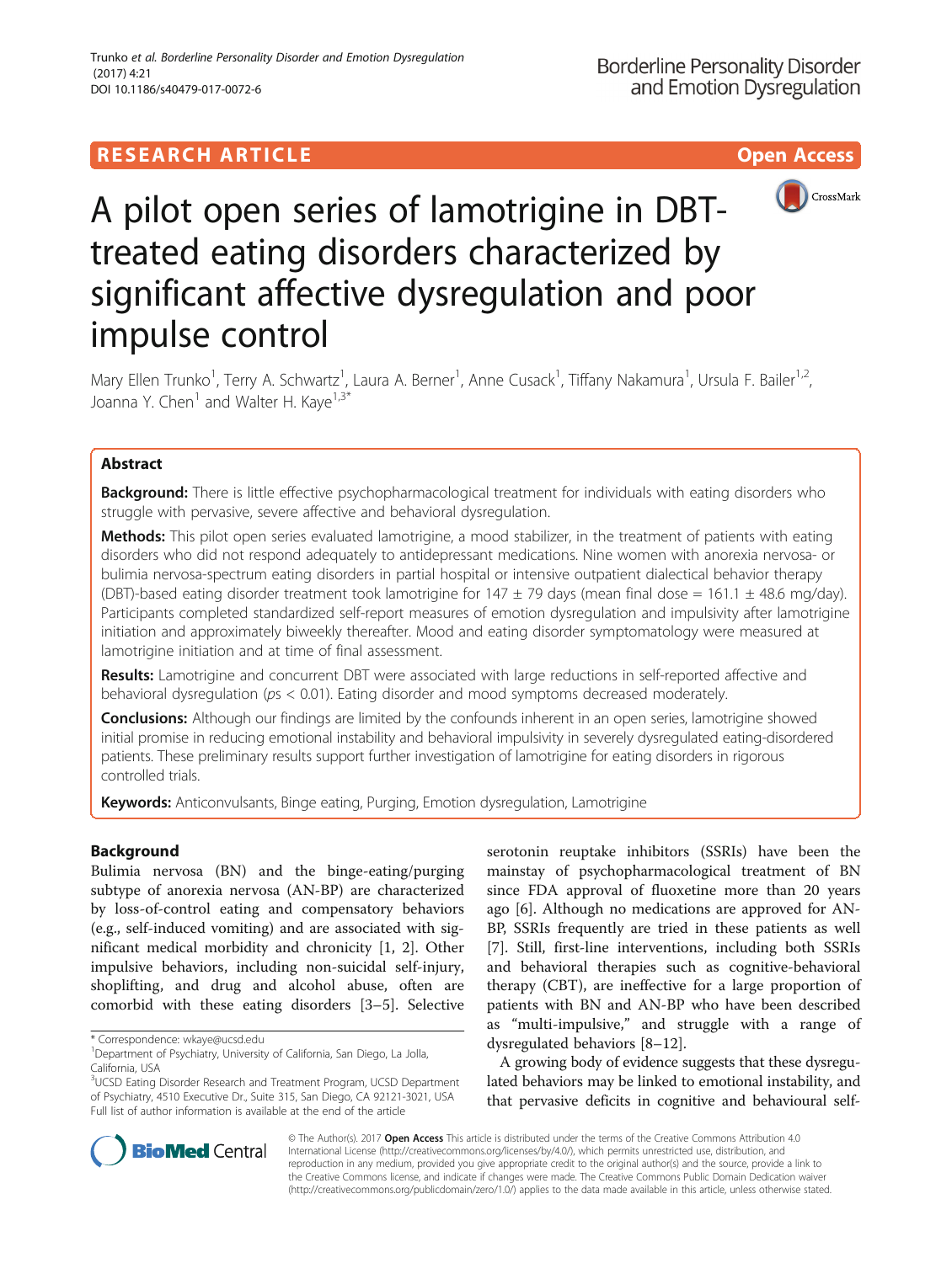RESEARCH ARTICLE

Open Access

# A pilot open series of lamotrigine in DBT-treated eating disorders characterized by significant affective dysregulation and poor impulse control

Mary Ellen Trunko[1], Terry A. Schwartz[1], Laura A. Berner[1], Anne Cusack[1], Tiffany Nakamura[1], Ursula F. Bailer[1,2], Joanna Y. Chen[1] and Walter H. Kaye[1,3*]

## Abstract

**Background:** There is little effective psychopharmacological treatment for individuals with eating disorders who struggle with pervasive, severe affective and behavioral dysregulation.

**Methods:** This pilot open series evaluated lamotrigine, a mood stabilizer, in the treatment of patients with eating disorders who did not respond adequately to antidepressant medications. Nine women with anorexia nervosa- or bulimia nervosa-spectrum eating disorders in partial hospital or intensive outpatient dialectical behavior therapy (DBT)-based eating disorder treatment took lamotrigine for 147 ± 79 days (mean final dose = 161.1 ± 48.6 mg/day). Participants completed standardized self-report measures of emotion dysregulation and impulsivity after lamotrigine initiation and approximately biweekly thereafter. Mood and eating disorder symptomatology were measured at lamotrigine initiation and at time of final assessment.

**Results:** Lamotrigine and concurrent DBT were associated with large reductions in self-reported affective and behavioral dysregulation (*ps* < 0.01). Eating disorder and mood symptoms decreased moderately.

**Conclusions:** Although our findings are limited by the confounds inherent in an open series, lamotrigine showed initial promise in reducing emotional instability and behavioral impulsivity in severely dysregulated eating-disordered patients. These preliminary results support further investigation of lamotrigine for eating disorders in rigorous controlled trials.

**Keywords:** Anticonvulsants, Binge eating, Purging, Emotion dysregulation, Lamotrigine

## Background

Bulimia nervosa (BN) and the binge-eating/purging subtype of anorexia nervosa (AN-BP) are characterized by loss-of-control eating and compensatory behaviors (e.g., self-induced vomiting) and are associated with significant medical morbidity and chronicity [1, 2]. Other impulsive behaviors, including non-suicidal self-injury, shoplifting, and drug and alcohol abuse, often are comorbid with these eating disorders [3–5]. Selective serotonin reuptake inhibitors (SSRIs) have been the mainstay of psychopharmacological treatment of BN since FDA approval of fluoxetine more than 20 years ago [6]. Although no medications are approved for AN-BP, SSRIs frequently are tried in these patients as well [7]. Still, first-line interventions, including both SSRIs and behavioral therapies such as cognitive-behavioral therapy (CBT), are ineffective for a large proportion of patients with BN and AN-BP who have been described as "multi-impulsive," and struggle with a range of dysregulated behaviors [8–12].

A growing body of evidence suggests that these dysregulated behaviors may be linked to emotional instability, and that pervasive deficits in cognitive and behavioural self-

\* Correspondence: wkaye@ucsd.edu

[1]Department of Psychiatry, University of California, San Diego, La Jolla, California, USA

[3]UCSD Eating Disorder Research and Treatment Program, UCSD Department of Psychiatry, 4510 Executive Dr., Suite 315, San Diego, CA 92121-3021, USA

Full list of author information is available at the end of the article

© The Author(s). 2017 **Open Access** This article is distributed under the terms of the Creative Commons Attribution 4.0 International License (http://creativecommons.org/licenses/by/4.0/), which permits unrestricted use, distribution, and reproduction in any medium, provided you give appropriate credit to the original author(s) and the source, provide a link to the Creative Commons license, and indicate if changes were made. The Creative Commons Public Domain Dedication waiver (http://creativecommons.org/publicdomain/zero/1.0/) applies to the data made available in this article, unless otherwise stated.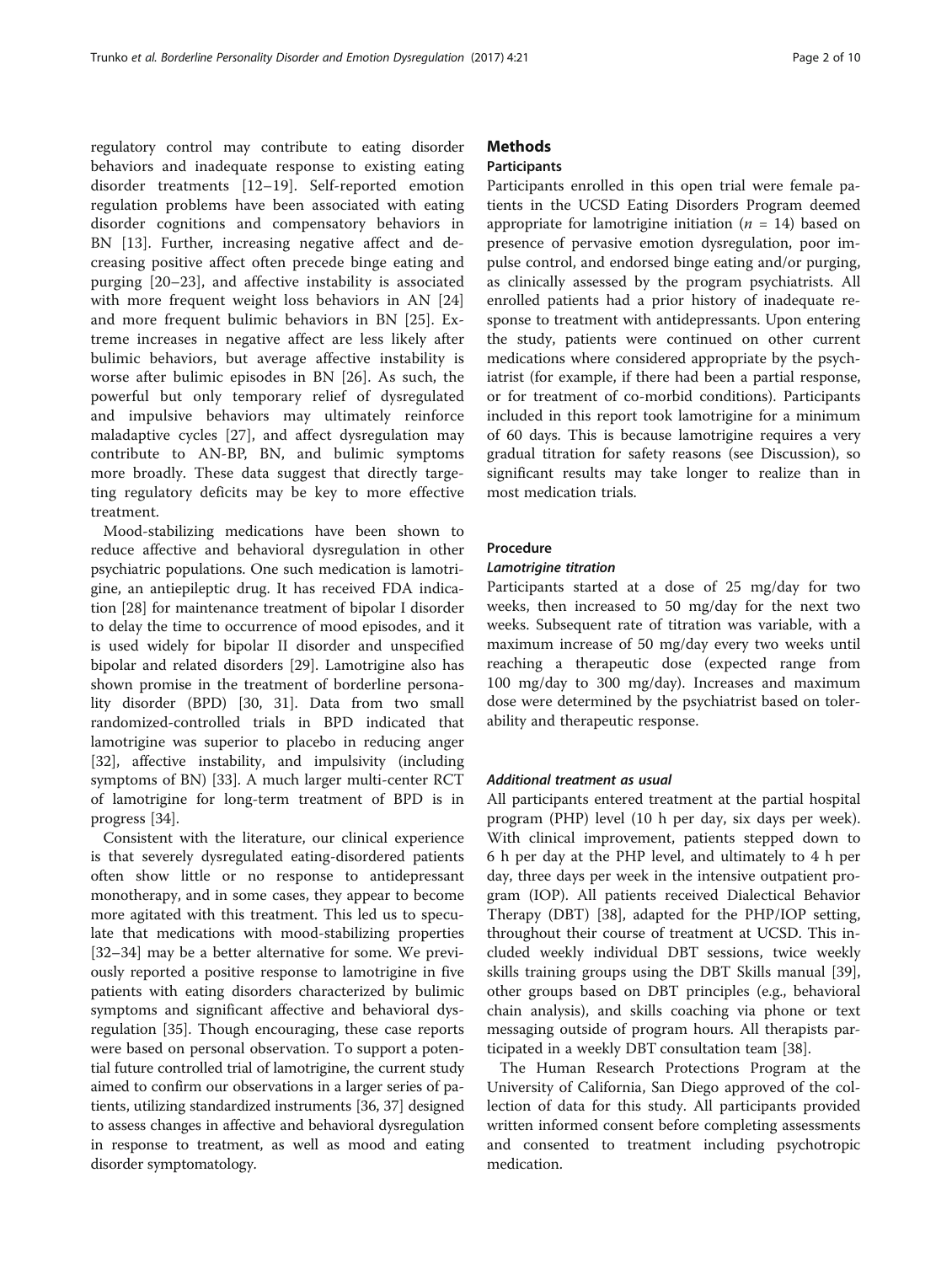regulatory control may contribute to eating disorder behaviors and inadequate response to existing eating disorder treatments [12–19]. Self-reported emotion regulation problems have been associated with eating disorder cognitions and compensatory behaviors in BN [13]. Further, increasing negative affect and decreasing positive affect often precede binge eating and purging [20–23], and affective instability is associated with more frequent weight loss behaviors in AN [24] and more frequent bulimic behaviors in BN [25]. Extreme increases in negative affect are less likely after bulimic behaviors, but average affective instability is worse after bulimic episodes in BN [26]. As such, the powerful but only temporary relief of dysregulated and impulsive behaviors may ultimately reinforce maladaptive cycles [27], and affect dysregulation may contribute to AN-BP, BN, and bulimic symptoms more broadly. These data suggest that directly targeting regulatory deficits may be key to more effective treatment.

Mood-stabilizing medications have been shown to reduce affective and behavioral dysregulation in other psychiatric populations. One such medication is lamotrigine, an antiepileptic drug. It has received FDA indication [28] for maintenance treatment of bipolar I disorder to delay the time to occurrence of mood episodes, and it is used widely for bipolar II disorder and unspecified bipolar and related disorders [29]. Lamotrigine also has shown promise in the treatment of borderline personality disorder (BPD) [30, 31]. Data from two small randomized-controlled trials in BPD indicated that lamotrigine was superior to placebo in reducing anger [32], affective instability, and impulsivity (including symptoms of BN) [33]. A much larger multi-center RCT of lamotrigine for long-term treatment of BPD is in progress [34].

Consistent with the literature, our clinical experience is that severely dysregulated eating-disordered patients often show little or no response to antidepressant monotherapy, and in some cases, they appear to become more agitated with this treatment. This led us to speculate that medications with mood-stabilizing properties [32–34] may be a better alternative for some. We previously reported a positive response to lamotrigine in five patients with eating disorders characterized by bulimic symptoms and significant affective and behavioral dysregulation [35]. Though encouraging, these case reports were based on personal observation. To support a potential future controlled trial of lamotrigine, the current study aimed to confirm our observations in a larger series of patients, utilizing standardized instruments [36, 37] designed to assess changes in affective and behavioral dysregulation in response to treatment, as well as mood and eating disorder symptomatology.

## Methods

### Participants

Participants enrolled in this open trial were female patients in the UCSD Eating Disorders Program deemed appropriate for lamotrigine initiation ($n$ = 14) based on presence of pervasive emotion dysregulation, poor impulse control, and endorsed binge eating and/or purging, as clinically assessed by the program psychiatrists. All enrolled patients had a prior history of inadequate response to treatment with antidepressants. Upon entering the study, patients were continued on other current medications where considered appropriate by the psychiatrist (for example, if there had been a partial response, or for treatment of co-morbid conditions). Participants included in this report took lamotrigine for a minimum of 60 days. This is because lamotrigine requires a very gradual titration for safety reasons (see Discussion), so significant results may take longer to realize than in most medication trials.

### Procedure

#### *Lamotrigine titration*

Participants started at a dose of 25 mg/day for two weeks, then increased to 50 mg/day for the next two weeks. Subsequent rate of titration was variable, with a maximum increase of 50 mg/day every two weeks until reaching a therapeutic dose (expected range from 100 mg/day to 300 mg/day). Increases and maximum dose were determined by the psychiatrist based on tolerability and therapeutic response.

#### *Additional treatment as usual*

All participants entered treatment at the partial hospital program (PHP) level (10 h per day, six days per week). With clinical improvement, patients stepped down to 6 h per day at the PHP level, and ultimately to 4 h per day, three days per week in the intensive outpatient program (IOP). All patients received Dialectical Behavior Therapy (DBT) [38], adapted for the PHP/IOP setting, throughout their course of treatment at UCSD. This included weekly individual DBT sessions, twice weekly skills training groups using the DBT Skills manual [39], other groups based on DBT principles (e.g., behavioral chain analysis), and skills coaching via phone or text messaging outside of program hours. All therapists participated in a weekly DBT consultation team [38].

The Human Research Protections Program at the University of California, San Diego approved of the collection of data for this study. All participants provided written informed consent before completing assessments and consented to treatment including psychotropic medication.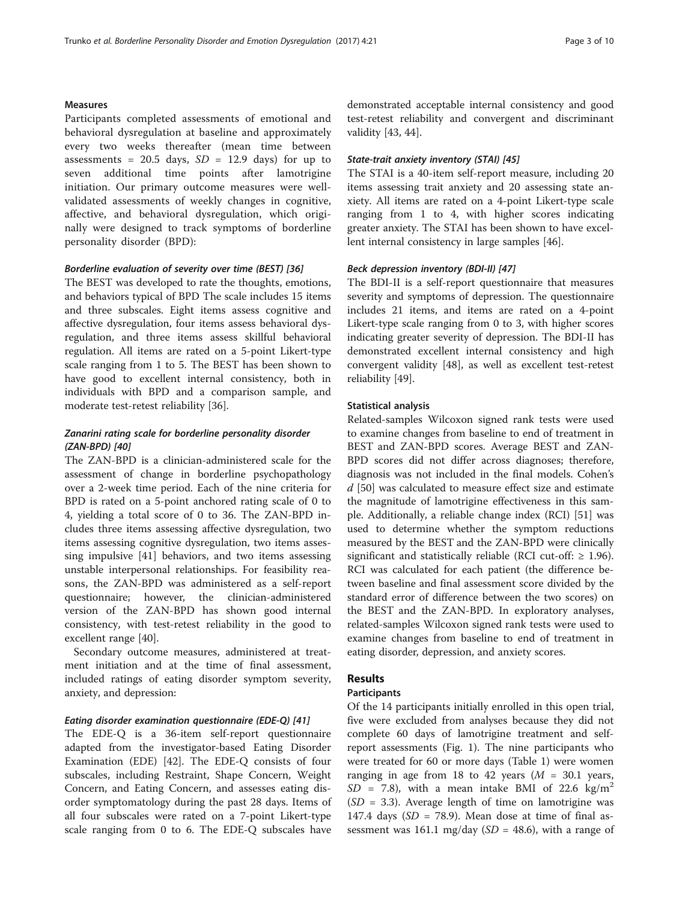### Measures

Participants completed assessments of emotional and behavioral dysregulation at baseline and approximately every two weeks thereafter (mean time between assessments = 20.5 days, $SD$ = 12.9 days) for up to seven additional time points after lamotrigine initiation. Our primary outcome measures were well-validated assessments of weekly changes in cognitive, affective, and behavioral dysregulation, which originally were designed to track symptoms of borderline personality disorder (BPD):

#### *Borderline evaluation of severity over time (BEST) [36]*

The BEST was developed to rate the thoughts, emotions, and behaviors typical of BPD The scale includes 15 items and three subscales. Eight items assess cognitive and affective dysregulation, four items assess behavioral dysregulation, and three items assess skillful behavioral regulation. All items are rated on a 5-point Likert-type scale ranging from 1 to 5. The BEST has been shown to have good to excellent internal consistency, both in individuals with BPD and a comparison sample, and moderate test-retest reliability [36].

#### *Zanarini rating scale for borderline personality disorder (ZAN-BPD) [40]*

The ZAN-BPD is a clinician-administered scale for the assessment of change in borderline psychopathology over a 2-week time period. Each of the nine criteria for BPD is rated on a 5-point anchored rating scale of 0 to 4, yielding a total score of 0 to 36. The ZAN-BPD includes three items assessing affective dysregulation, two items assessing cognitive dysregulation, two items assessing impulsive [41] behaviors, and two items assessing unstable interpersonal relationships. For feasibility reasons, the ZAN-BPD was administered as a self-report questionnaire; however, the clinician-administered version of the ZAN-BPD has shown good internal consistency, with test-retest reliability in the good to excellent range [40].

Secondary outcome measures, administered at treatment initiation and at the time of final assessment, included ratings of eating disorder symptom severity, anxiety, and depression:

#### *Eating disorder examination questionnaire (EDE-Q) [41]*

The EDE-Q is a 36-item self-report questionnaire adapted from the investigator-based Eating Disorder Examination (EDE) [42]. The EDE-Q consists of four subscales, including Restraint, Shape Concern, Weight Concern, and Eating Concern, and assesses eating disorder symptomatology during the past 28 days. Items of all four subscales were rated on a 7-point Likert-type scale ranging from 0 to 6. The EDE-Q subscales have demonstrated acceptable internal consistency and good test-retest reliability and convergent and discriminant validity [43, 44].

#### *State-trait anxiety inventory (STAI) [45]*

The STAI is a 40-item self-report measure, including 20 items assessing trait anxiety and 20 assessing state anxiety. All items are rated on a 4-point Likert-type scale ranging from 1 to 4, with higher scores indicating greater anxiety. The STAI has been shown to have excellent internal consistency in large samples [46].

#### *Beck depression inventory (BDI-II) [47]*

The BDI-II is a self-report questionnaire that measures severity and symptoms of depression. The questionnaire includes 21 items, and items are rated on a 4-point Likert-type scale ranging from 0 to 3, with higher scores indicating greater severity of depression. The BDI-II has demonstrated excellent internal consistency and high convergent validity [48], as well as excellent test-retest reliability [49].

### Statistical analysis

Related-samples Wilcoxon signed rank tests were used to examine changes from baseline to end of treatment in BEST and ZAN-BPD scores. Average BEST and ZAN-BPD scores did not differ across diagnoses; therefore, diagnosis was not included in the final models. Cohen's $d$ [50] was calculated to measure effect size and estimate the magnitude of lamotrigine effectiveness in this sample. Additionally, a reliable change index (RCI) [51] was used to determine whether the symptom reductions measured by the BEST and the ZAN-BPD were clinically significant and statistically reliable (RCI cut-off: $\geq$ 1.96). RCI was calculated for each patient (the difference between baseline and final assessment score divided by the standard error of difference between the two scores) on the BEST and the ZAN-BPD. In exploratory analyses, related-samples Wilcoxon signed rank tests were used to examine changes from baseline to end of treatment in eating disorder, depression, and anxiety scores.

## Results

### Participants

Of the 14 participants initially enrolled in this open trial, five were excluded from analyses because they did not complete 60 days of lamotrigine treatment and self-report assessments (Fig. 1). The nine participants who were treated for 60 or more days (Table 1) were women ranging in age from 18 to 42 years ($M$ = 30.1 years, $SD$ = 7.8), with a mean intake BMI of 22.6 kg/m$^2$ ($SD$ = 3.3). Average length of time on lamotrigine was 147.4 days ($SD$ = 78.9). Mean dose at time of final assessment was 161.1 mg/day ($SD$ = 48.6), with a range of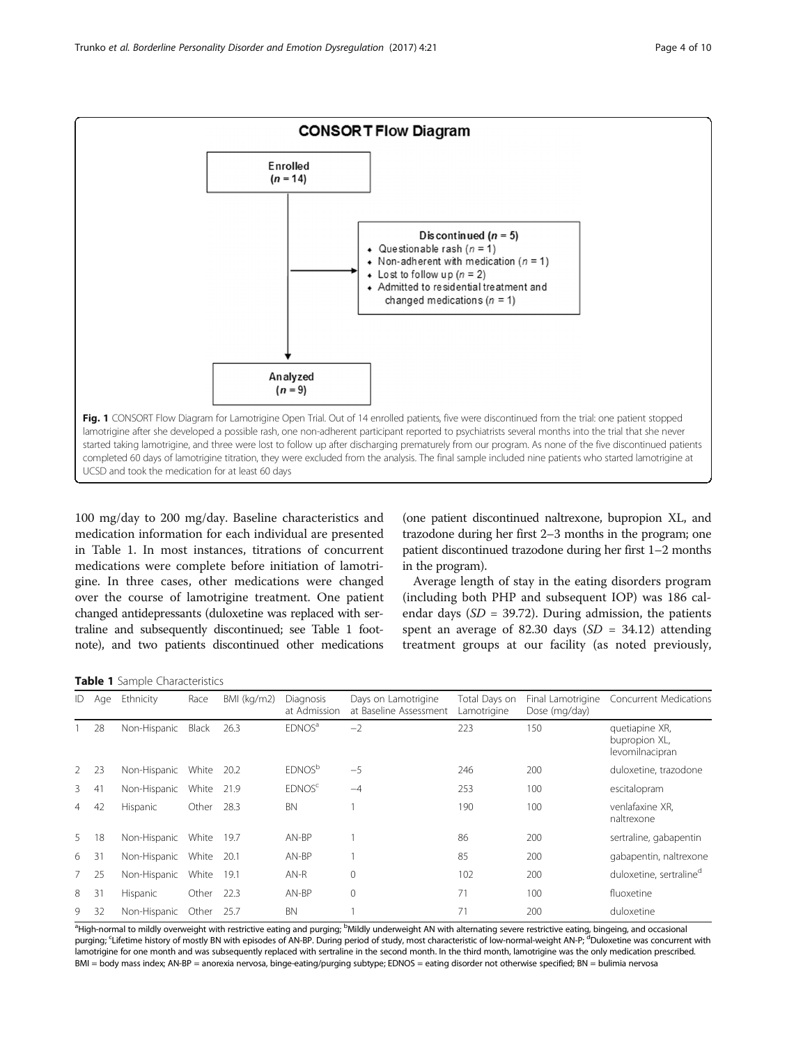**CONSORT Flow Diagram**

Enrolled ($n = 14$)

Discontinued ($n = 5$)
- Questionable rash ($n = 1$)
- Non-adherent with medication ($n = 1$)
- Lost to follow up ($n = 2$)
- Admitted to residential treatment and changed medications ($n = 1$)

Analyzed ($n = 9$)

**Fig. 1** CONSORT Flow Diagram for Lamotrigine Open Trial. Out of 14 enrolled patients, five were discontinued from the trial: one patient stopped lamotrigine after she developed a possible rash, one non-adherent participant reported to psychiatrists several months into the trial that she never started taking lamotrigine, and three were lost to follow up after discharging prematurely from our program. As none of the five discontinued patients completed 60 days of lamotrigine titration, they were excluded from the analysis. The final sample included nine patients who started lamotrigine at UCSD and took the medication for at least 60 days

100 mg/day to 200 mg/day. Baseline characteristics and medication information for each individual are presented in Table 1. In most instances, titrations of concurrent medications were complete before initiation of lamotrigine. In three cases, other medications were changed over the course of lamotrigine treatment. One patient changed antidepressants (duloxetine was replaced with sertraline and subsequently discontinued; see Table 1 footnote), and two patients discontinued other medications (one patient discontinued naltrexone, bupropion XL, and trazodone during her first 2–3 months in the program; one patient discontinued trazodone during her first 1–2 months in the program).

Average length of stay in the eating disorders program (including both PHP and subsequent IOP) was 186 calendar days ($SD$ = 39.72). During admission, the patients spent an average of 82.30 days ($SD$ = 34.12) attending treatment groups at our facility (as noted previously,

**Table 1** Sample Characteristics

| ID | Age | Ethnicity | Race | BMI (kg/m2) | Diagnosis at Admission | Days on Lamotrigine at Baseline Assessment | Total Days on Lamotrigine | Final Lamotrigine Dose (mg/day) | Concurrent Medications |
|---|---|---|---|---|---|---|---|---|---|
| 1 | 28 | Non-Hispanic | Black | 26.3 | EDNOS[a] | −2 | 223 | 150 | quetiapine XR, bupropion XL, levomilnacipran |
| 2 | 23 | Non-Hispanic | White | 20.2 | EDNOS[b] | −5 | 246 | 200 | duloxetine, trazodone |
| 3 | 41 | Non-Hispanic | White | 21.9 | EDNOS[c] | −4 | 253 | 100 | escitalopram |
| 4 | 42 | Hispanic | Other | 28.3 | BN | 1 | 190 | 100 | venlafaxine XR, naltrexone |
| 5 | 18 | Non-Hispanic | White | 19.7 | AN-BP | 1 | 86 | 200 | sertraline, gabapentin |
| 6 | 31 | Non-Hispanic | White | 20.1 | AN-BP | 1 | 85 | 200 | gabapentin, naltrexone |
| 7 | 25 | Non-Hispanic | White | 19.1 | AN-R | 0 | 102 | 200 | duloxetine, sertraline[d] |
| 8 | 31 | Hispanic | Other | 22.3 | AN-BP | 0 | 71 | 100 | fluoxetine |
| 9 | 32 | Non-Hispanic | Other | 25.7 | BN | 1 | 71 | 200 | duloxetine |

[a]High-normal to mildly overweight with restrictive eating and purging; [b]Mildly underweight AN with alternating severe restrictive eating, bingeing, and occasional purging; [c]Lifetime history of mostly BN with episodes of AN-BP. During period of study, most characteristic of low-normal-weight AN-P; [d]Duloxetine was concurrent with lamotrigine for one month and was subsequently replaced with sertraline in the second month. In the third month, lamotrigine was the only medication prescribed.
BMI = body mass index; AN-BP = anorexia nervosa, binge-eating/purging subtype; EDNOS = eating disorder not otherwise specified; BN = bulimia nervosa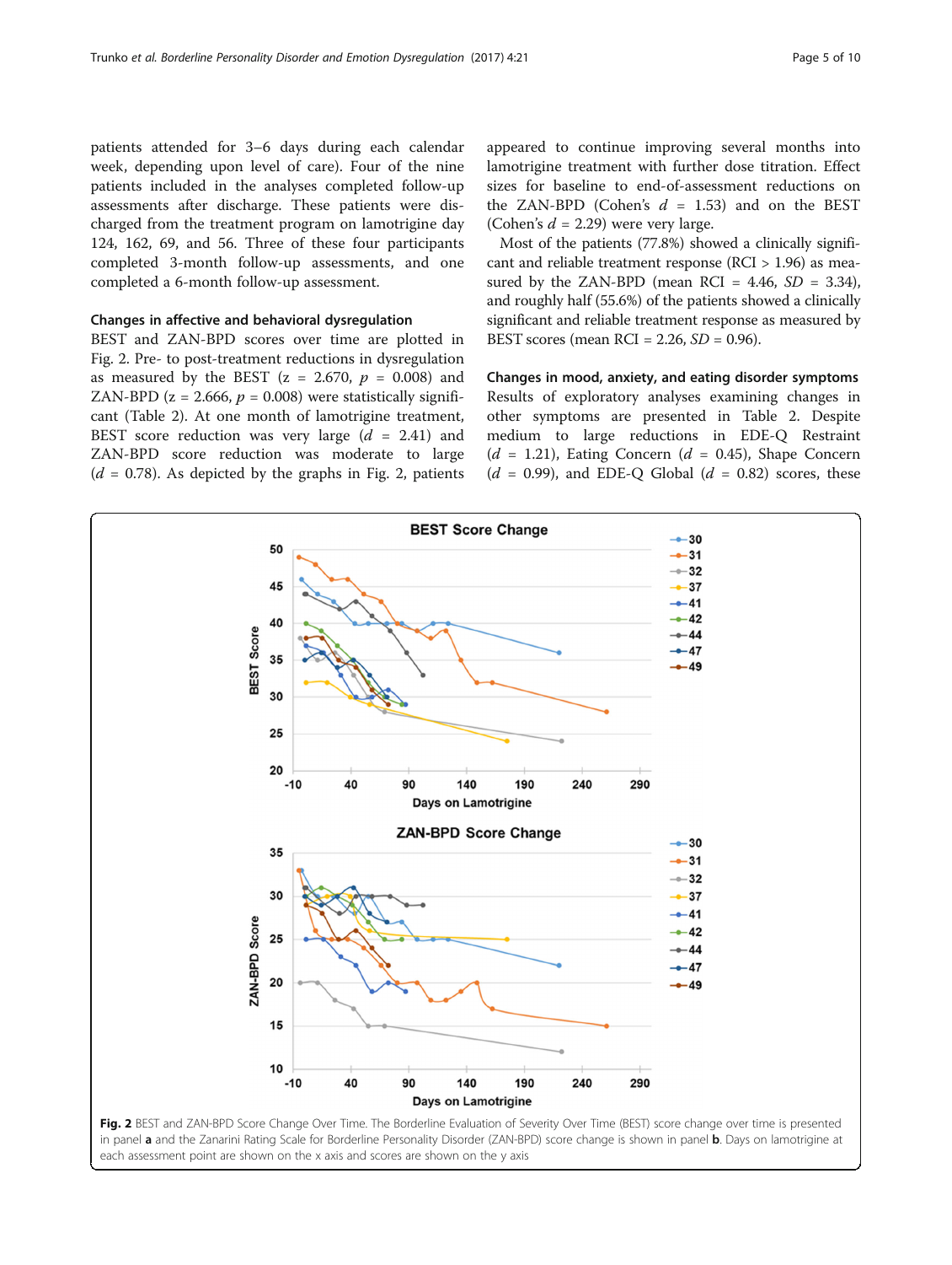patients attended for 3–6 days during each calendar week, depending upon level of care). Four of the nine patients included in the analyses completed follow-up assessments after discharge. These patients were discharged from the treatment program on lamotrigine day 124, 162, 69, and 56. Three of these four participants completed 3-month follow-up assessments, and one completed a 6-month follow-up assessment.

### Changes in affective and behavioral dysregulation

BEST and ZAN-BPD scores over time are plotted in Fig. 2. Pre- to post-treatment reductions in dysregulation as measured by the BEST ($z = 2.670$, $p = 0.008$) and ZAN-BPD ($z = 2.666$, $p = 0.008$) were statistically significant (Table 2). At one month of lamotrigine treatment, BEST score reduction was very large ($d = 2.41$) and ZAN-BPD score reduction was moderate to large ($d = 0.78$). As depicted by the graphs in Fig. 2, patients appeared to continue improving several months into lamotrigine treatment with further dose titration. Effect sizes for baseline to end-of-assessment reductions on the ZAN-BPD (Cohen's $d = 1.53$) and on the BEST (Cohen's $d = 2.29$) were very large.

Most of the patients (77.8%) showed a clinically significant and reliable treatment response (RCI > 1.96) as measured by the ZAN-BPD (mean RCI = 4.46, *SD* = 3.34), and roughly half (55.6%) of the patients showed a clinically significant and reliable treatment response as measured by BEST scores (mean RCI = 2.26, *SD* = 0.96).

### Changes in mood, anxiety, and eating disorder symptoms

Results of exploratory analyses examining changes in other symptoms are presented in Table 2. Despite medium to large reductions in EDE-Q Restraint ($d = 1.21$), Eating Concern ($d = 0.45$), Shape Concern ($d = 0.99$), and EDE-Q Global ($d = 0.82$) scores, these

**Fig. 2** BEST and ZAN-BPD Score Change Over Time. The Borderline Evaluation of Severity Over Time (BEST) score change over time is presented in panel **a** and the Zanarini Rating Scale for Borderline Personality Disorder (ZAN-BPD) score change is shown in panel **b**. Days on lamotrigine at each assessment point are shown on the x axis and scores are shown on the y axis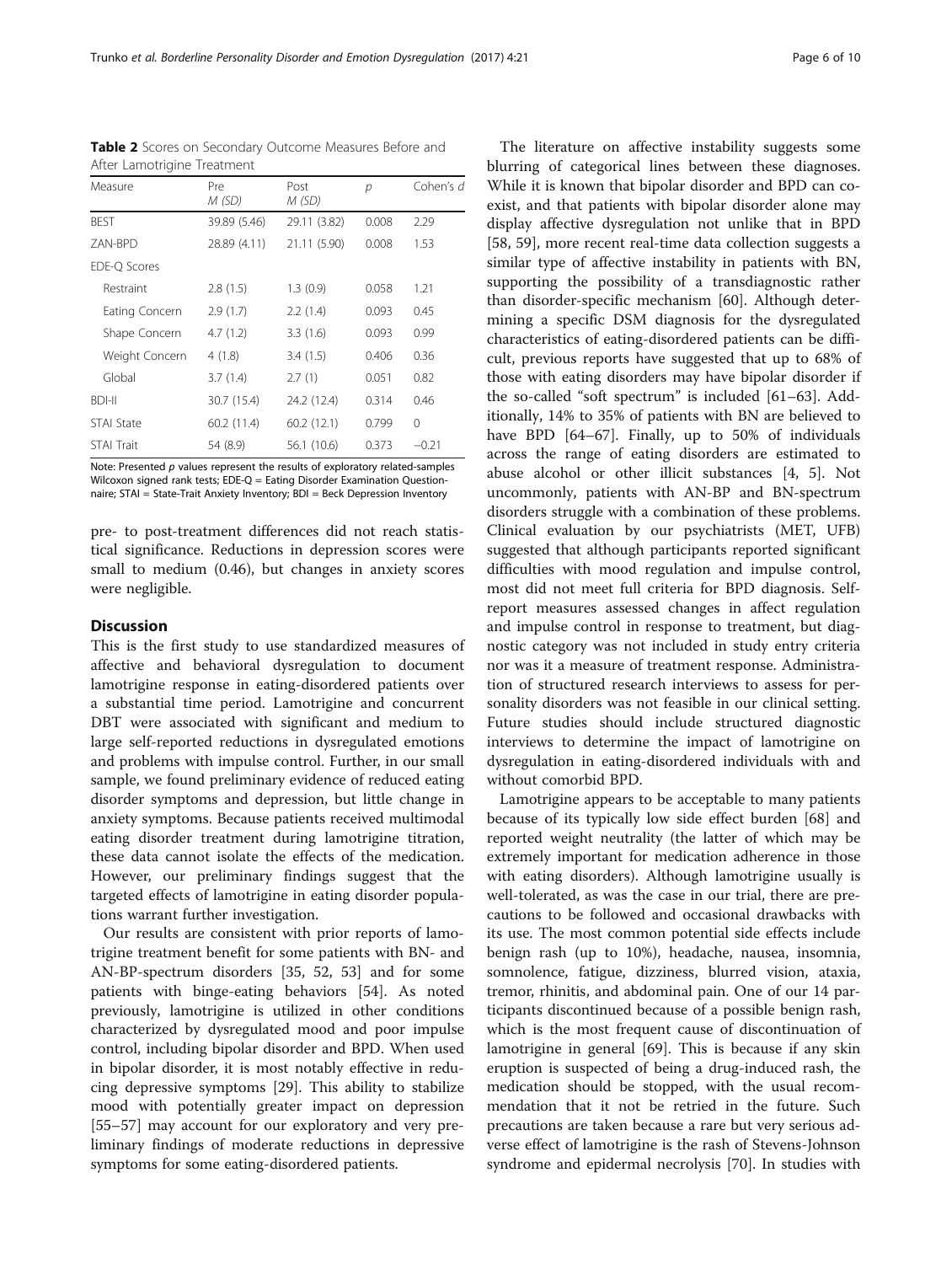**Table 2** Scores on Secondary Outcome Measures Before and After Lamotrigine Treatment

| Measure | Pre M (SD) | Post M (SD) | p | Cohen's d |
| --- | --- | --- | --- | --- |
| BEST | 39.89 (5.46) | 29.11 (3.82) | 0.008 | 2.29 |
| ZAN-BPD | 28.89 (4.11) | 21.11 (5.90) | 0.008 | 1.53 |
| EDE-Q Scores | | | | |
| Restraint | 2.8 (1.5) | 1.3 (0.9) | 0.058 | 1.21 |
| Eating Concern | 2.9 (1.7) | 2.2 (1.4) | 0.093 | 0.45 |
| Shape Concern | 4.7 (1.2) | 3.3 (1.6) | 0.093 | 0.99 |
| Weight Concern | 4 (1.8) | 3.4 (1.5) | 0.406 | 0.36 |
| Global | 3.7 (1.4) | 2.7 (1) | 0.051 | 0.82 |
| BDI-II | 30.7 (15.4) | 24.2 (12.4) | 0.314 | 0.46 |
| STAI State | 60.2 (11.4) | 60.2 (12.1) | 0.799 | 0 |
| STAI Trait | 54 (8.9) | 56.1 (10.6) | 0.373 | −0.21 |

Note: Presented p values represent the results of exploratory related-samples Wilcoxon signed rank tests; EDE-Q = Eating Disorder Examination Questionnaire; STAI = State-Trait Anxiety Inventory; BDI = Beck Depression Inventory

pre- to post-treatment differences did not reach statistical significance. Reductions in depression scores were small to medium (0.46), but changes in anxiety scores were negligible.

## Discussion

This is the first study to use standardized measures of affective and behavioral dysregulation to document lamotrigine response in eating-disordered patients over a substantial time period. Lamotrigine and concurrent DBT were associated with significant and medium to large self-reported reductions in dysregulated emotions and problems with impulse control. Further, in our small sample, we found preliminary evidence of reduced eating disorder symptoms and depression, but little change in anxiety symptoms. Because patients received multimodal eating disorder treatment during lamotrigine titration, these data cannot isolate the effects of the medication. However, our preliminary findings suggest that the targeted effects of lamotrigine in eating disorder populations warrant further investigation.

Our results are consistent with prior reports of lamotrigine treatment benefit for some patients with BN- and AN-BP-spectrum disorders [35, 52, 53] and for some patients with binge-eating behaviors [54]. As noted previously, lamotrigine is utilized in other conditions characterized by dysregulated mood and poor impulse control, including bipolar disorder and BPD. When used in bipolar disorder, it is most notably effective in reducing depressive symptoms [29]. This ability to stabilize mood with potentially greater impact on depression [55–57] may account for our exploratory and very preliminary findings of moderate reductions in depressive symptoms for some eating-disordered patients.

The literature on affective instability suggests some blurring of categorical lines between these diagnoses. While it is known that bipolar disorder and BPD can coexist, and that patients with bipolar disorder alone may display affective dysregulation not unlike that in BPD [58, 59], more recent real-time data collection suggests a similar type of affective instability in patients with BN, supporting the possibility of a transdiagnostic rather than disorder-specific mechanism [60]. Although determining a specific DSM diagnosis for the dysregulated characteristics of eating-disordered patients can be difficult, previous reports have suggested that up to 68% of those with eating disorders may have bipolar disorder if the so-called "soft spectrum" is included [61–63]. Additionally, 14% to 35% of patients with BN are believed to have BPD [64–67]. Finally, up to 50% of individuals across the range of eating disorders are estimated to abuse alcohol or other illicit substances [4, 5]. Not uncommonly, patients with AN-BP and BN-spectrum disorders struggle with a combination of these problems. Clinical evaluation by our psychiatrists (MET, UFB) suggested that although participants reported significant difficulties with mood regulation and impulse control, most did not meet full criteria for BPD diagnosis. Self-report measures assessed changes in affect regulation and impulse control in response to treatment, but diagnostic category was not included in study entry criteria nor was it a measure of treatment response. Administration of structured research interviews to assess for personality disorders was not feasible in our clinical setting. Future studies should include structured diagnostic interviews to determine the impact of lamotrigine on dysregulation in eating-disordered individuals with and without comorbid BPD.

Lamotrigine appears to be acceptable to many patients because of its typically low side effect burden [68] and reported weight neutrality (the latter of which may be extremely important for medication adherence in those with eating disorders). Although lamotrigine usually is well-tolerated, as was the case in our trial, there are precautions to be followed and occasional drawbacks with its use. The most common potential side effects include benign rash (up to 10%), headache, nausea, insomnia, somnolence, fatigue, dizziness, blurred vision, ataxia, tremor, rhinitis, and abdominal pain. One of our 14 participants discontinued because of a possible benign rash, which is the most frequent cause of discontinuation of lamotrigine in general [69]. This is because if any skin eruption is suspected of being a drug-induced rash, the medication should be stopped, with the usual recommendation that it not be retried in the future. Such precautions are taken because a rare but very serious adverse effect of lamotrigine is the rash of Stevens-Johnson syndrome and epidermal necrolysis [70]. In studies with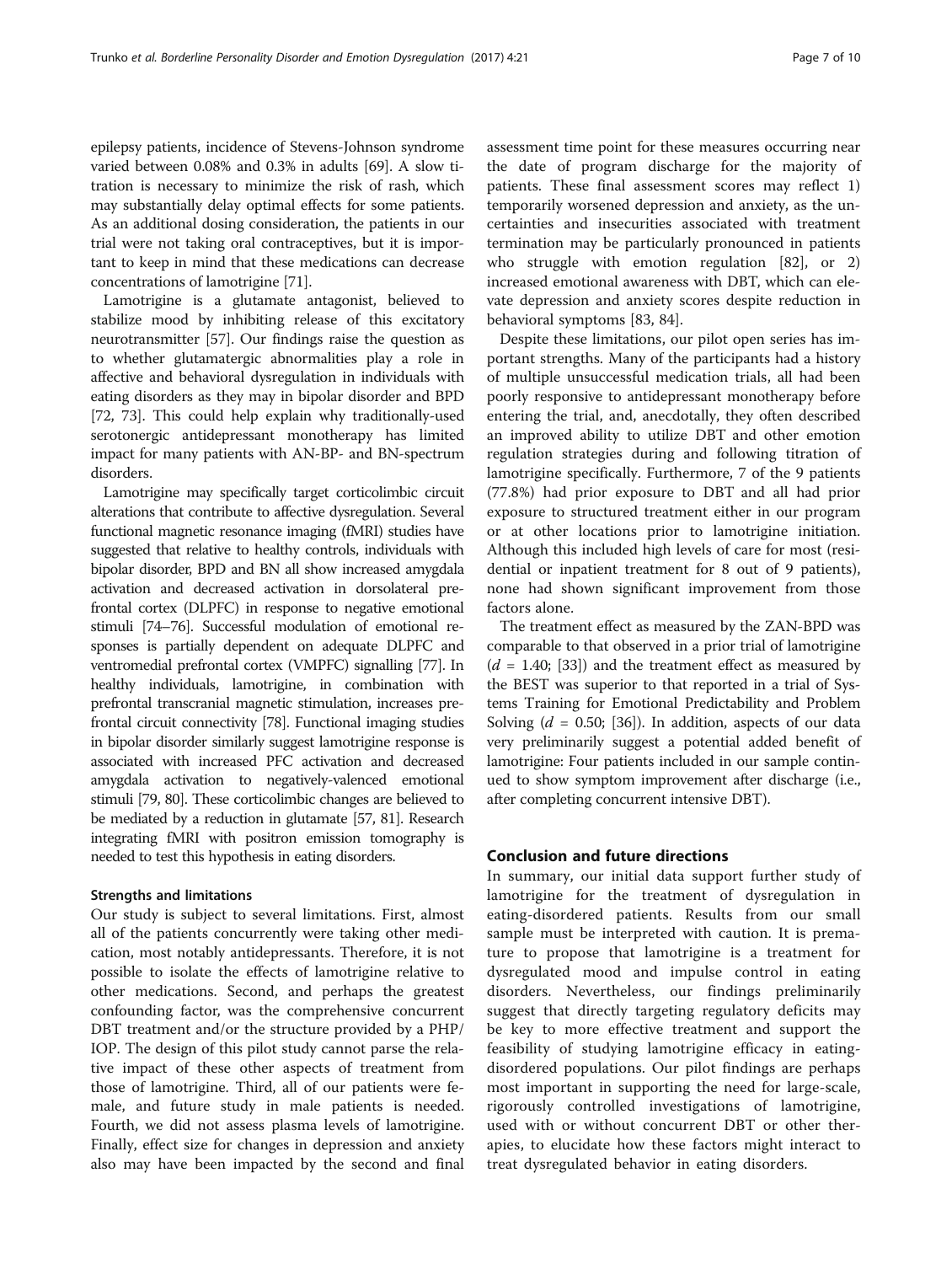epilepsy patients, incidence of Stevens-Johnson syndrome varied between 0.08% and 0.3% in adults [69]. A slow titration is necessary to minimize the risk of rash, which may substantially delay optimal effects for some patients. As an additional dosing consideration, the patients in our trial were not taking oral contraceptives, but it is important to keep in mind that these medications can decrease concentrations of lamotrigine [71].

Lamotrigine is a glutamate antagonist, believed to stabilize mood by inhibiting release of this excitatory neurotransmitter [57]. Our findings raise the question as to whether glutamatergic abnormalities play a role in affective and behavioral dysregulation in individuals with eating disorders as they may in bipolar disorder and BPD [72, 73]. This could help explain why traditionally-used serotonergic antidepressant monotherapy has limited impact for many patients with AN-BP- and BN-spectrum disorders.

Lamotrigine may specifically target corticolimbic circuit alterations that contribute to affective dysregulation. Several functional magnetic resonance imaging (fMRI) studies have suggested that relative to healthy controls, individuals with bipolar disorder, BPD and BN all show increased amygdala activation and decreased activation in dorsolateral prefrontal cortex (DLPFC) in response to negative emotional stimuli [74–76]. Successful modulation of emotional responses is partially dependent on adequate DLPFC and ventromedial prefrontal cortex (VMPFC) signalling [77]. In healthy individuals, lamotrigine, in combination with prefrontal transcranial magnetic stimulation, increases prefrontal circuit connectivity [78]. Functional imaging studies in bipolar disorder similarly suggest lamotrigine response is associated with increased PFC activation and decreased amygdala activation to negatively-valenced emotional stimuli [79, 80]. These corticolimbic changes are believed to be mediated by a reduction in glutamate [57, 81]. Research integrating fMRI with positron emission tomography is needed to test this hypothesis in eating disorders.

### Strengths and limitations

Our study is subject to several limitations. First, almost all of the patients concurrently were taking other medication, most notably antidepressants. Therefore, it is not possible to isolate the effects of lamotrigine relative to other medications. Second, and perhaps the greatest confounding factor, was the comprehensive concurrent DBT treatment and/or the structure provided by a PHP/IOP. The design of this pilot study cannot parse the relative impact of these other aspects of treatment from those of lamotrigine. Third, all of our patients were female, and future study in male patients is needed. Fourth, we did not assess plasma levels of lamotrigine. Finally, effect size for changes in depression and anxiety also may have been impacted by the second and final assessment time point for these measures occurring near the date of program discharge for the majority of patients. These final assessment scores may reflect 1) temporarily worsened depression and anxiety, as the uncertainties and insecurities associated with treatment termination may be particularly pronounced in patients who struggle with emotion regulation [82], or 2) increased emotional awareness with DBT, which can elevate depression and anxiety scores despite reduction in behavioral symptoms [83, 84].

Despite these limitations, our pilot open series has important strengths. Many of the participants had a history of multiple unsuccessful medication trials, all had been poorly responsive to antidepressant monotherapy before entering the trial, and, anecdotally, they often described an improved ability to utilize DBT and other emotion regulation strategies during and following titration of lamotrigine specifically. Furthermore, 7 of the 9 patients (77.8%) had prior exposure to DBT and all had prior exposure to structured treatment either in our program or at other locations prior to lamotrigine initiation. Although this included high levels of care for most (residential or inpatient treatment for 8 out of 9 patients), none had shown significant improvement from those factors alone.

The treatment effect as measured by the ZAN-BPD was comparable to that observed in a prior trial of lamotrigine ($d$ = 1.40; [33]) and the treatment effect as measured by the BEST was superior to that reported in a trial of Systems Training for Emotional Predictability and Problem Solving ($d$ = 0.50; [36]). In addition, aspects of our data very preliminarily suggest a potential added benefit of lamotrigine: Four patients included in our sample continued to show symptom improvement after discharge (i.e., after completing concurrent intensive DBT).

## Conclusion and future directions

In summary, our initial data support further study of lamotrigine for the treatment of dysregulation in eating-disordered patients. Results from our small sample must be interpreted with caution. It is premature to propose that lamotrigine is a treatment for dysregulated mood and impulse control in eating disorders. Nevertheless, our findings preliminarily suggest that directly targeting regulatory deficits may be key to more effective treatment and support the feasibility of studying lamotrigine efficacy in eating-disordered populations. Our pilot findings are perhaps most important in supporting the need for large-scale, rigorously controlled investigations of lamotrigine, used with or without concurrent DBT or other therapies, to elucidate how these factors might interact to treat dysregulated behavior in eating disorders.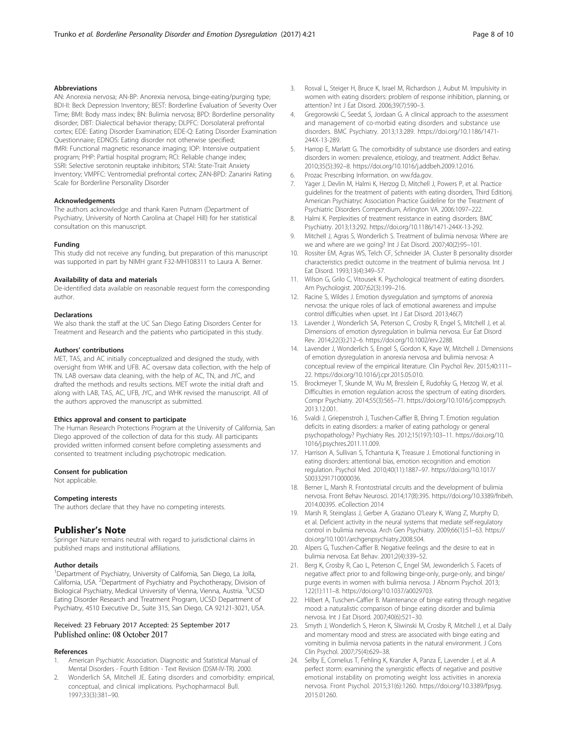### Abbreviations

AN: Anorexia nervosa; AN-BP: Anorexia nervosa, binge-eating/purging type; BDI-II: Beck Depression Inventory; BEST: Borderline Evaluation of Severity Over Time; BMI: Body mass index; BN: Bulimia nervosa; BPD: Borderline personality disorder; DBT: Dialectical behavior therapy; DLPFC: Dorsolateral prefrontal cortex; EDE: Eating Disorder Examination; EDE-Q: Eating Disorder Examination Questionnaire; EDNOS: Eating disorder not otherwise specified; fMRI: Functional magnetic resonance imaging; IOP: Intensive outpatient program; PHP: Partial hospital program; RCI: Reliable change index; SSRI: Selective serotonin reuptake inhibitors; STAI: State-Trait Anxiety Inventory; VMPFC: Ventromedial prefrontal cortex; ZAN-BPD: Zanarini Rating Scale for Borderline Personality Disorder

### Acknowledgements

The authors acknowledge and thank Karen Putnam (Department of Psychiatry, University of North Carolina at Chapel Hill) for her statistical consultation on this manuscript.

### Funding

This study did not receive any funding, but preparation of this manuscript was supported in part by NIMH grant F32-MH108311 to Laura A. Berner.

### Availability of data and materials

De-identified data available on reasonable request form the corresponding author.

### Declarations

We also thank the staff at the UC San Diego Eating Disorders Center for Treatment and Research and the patients who participated in this study.

### Authors' contributions

MET, TAS, and AC initially conceptualized and designed the study, with oversight from WHK and UFB. AC oversaw data collection, with the help of TN. LAB oversaw data cleaning, with the help of AC, TN, and JYC, and drafted the methods and results sections. MET wrote the initial draft and along with LAB, TAS, AC, UFB, JYC, and WHK revised the manuscript. All of the authors approved the manuscript as submitted.

### Ethics approval and consent to participate

The Human Research Protections Program at the University of California, San Diego approved of the collection of data for this study. All participants provided written informed consent before completing assessments and consented to treatment including psychotropic medication.

### Consent for publication

Not applicable.

### Competing interests

The authors declare that they have no competing interests.

## Publisher's Note

Springer Nature remains neutral with regard to jurisdictional claims in published maps and institutional affiliations.

### Author details

[1]Department of Psychiatry, University of California, San Diego, La Jolla, California, USA. [2]Department of Psychiatry and Psychotherapy, Division of Biological Psychiatry, Medical University of Vienna, Vienna, Austria. [3]UCSD Eating Disorder Research and Treatment Program, UCSD Department of Psychiatry, 4510 Executive Dr., Suite 315, San Diego, CA 92121-3021, USA.

Received: 23 February 2017 Accepted: 25 September 2017
Published online: 08 October 2017

### References

1. American Psychiatric Association. Diagnostic and Statistical Manual of Mental Disorders - Fourth Edition - Text Revision (DSM-IV-TR). 2000.
2. Wonderlich SA, Mitchell JE. Eating disorders and comorbidity: empirical, conceptual, and clinical implications. Psychopharmacol Bull. 1997;33(3):381–90.
3. Rosval L, Steiger H, Bruce K, Israel M, Richardson J, Aubut M. Impulsivity in women with eating disorders: problem of response inhibition, planning, or attention? Int J Eat Disord. 2006;39(7):590–3.
4. Gregorowski C, Seedat S, Jordaan G. A clinical approach to the assessment and management of co-morbid eating disorders and substance use disorders. BMC Psychiatry. 2013;13:289. https://doi.org/10.1186/1471-244X-13-289.
5. Harrop E, Marlatt G. The comorbidity of substance use disorders and eating disorders in women: prevalence, etiology, and treatment. Addict Behav. 2010;35(5):392–8. https://doi.org/10.1016/j.addbeh.2009.12.016.
6. Prozac Prescribing Information. on ww.fda.gov.
7. Yager J, Devlin M, Halmi K, Herzog D, Mitchell J, Powers P, et al. Practice guidelines for the treatment of patients with eating disorders, Third Editionj. American Psychiatryc Association Practice Guideline for the Treatment of Psychiatric Disorders Compendium, Arlington VA. 2006:1097–222.
8. Halmi K. Perplexities of treatment resistance in eating disorders. BMC Psychiatry. 2013;13:292. https://doi.org/10.1186/1471-244X-13-292.
9. Mitchell J, Agras S, Wonderlich S. Treatment of bulimia nervosa: Where are we and where are we going? Int J Eat Disord. 2007;40(2):95–101.
10. Rossiter EM, Agras WS, Telch CF, Schneider JA. Cluster B personality disorder characteristics predict outcome in the treatment of bulimia nervosa. Int J Eat Disord. 1993;13(4):349–57.
11. Wilson G, Grilo C, Vitousek K. Psychological treatment of eating disorders. Am Psychologist. 2007;62(3):199–216.
12. Racine S, Wildes J. Emotion dysregulation and symptoms of anorexia nervosa: the unique roles of lack of emotional awareness and impulse control difficulties when upset. Int J Eat Disord. 2013;46(7)
13. Lavender J, Wonderlich SA, Peterson C, Crosby R, Engel S, Mitchell J, et al. Dimensions of emotion dysregulation in bulimia nervosa. Eur Eat Disord Rev. 2014;22(3):212–6. https://doi.org/10.1002/erv.2288.
14. Lavender J, Wonderlich S, Engel S, Gordon K, Kaye W, Mitchell J. Dimensions of emotion dysregulation in anorexia nervosa and bulimia nervosa: A conceptual review of the empirical literature. Clin Psychol Rev. 2015;40:111–22. https://doi.org/10.1016/j.cpr.2015.05.010.
15. Brockmeyer T, Skunde M, Wu M, Bresslein E, Rudofsky G, Herzog W, et al. Difficulties in emotion regulation across the spectrum of eating disorders. Compr Psychiatry. 2014;55(3):565–71. https://doi.org/10.1016/j.comppsych.2013.12.001.
16. Svaldi J, Griepenstroh J, Tuschen-Caffier B, Ehring T. Emotion regulation deficits in eating disorders: a marker of eating pathology or general psychopathology? Psychiatry Res. 2012;15(197):103–11. https://doi.org/10.1016/j.psychres.2011.11.009.
17. Harrison A, Sullivan S, Tchanturia K, Treasure J. Emotional functioning in eating disorders: attentional bias, emotion recognition and emotion regulation. Psychol Med. 2010;40(11):1887–97. https://doi.org/10.1017/S0033291710000036.
18. Berner L, Marsh R. Frontostriatal circuits and the development of bulimia nervosa. Front Behav Neurosci. 2014;17(8):395. https://doi.org/10.3389/fnbeh.2014.00395. eCollection 2014
19. Marsh R, Steinglass J, Gerber A, Graziano O'Leary K, Wang Z, Murphy D, et al. Deficient activity in the neural systems that mediate self-regulatory control in bulimia nervosa. Arch Gen Psychiatry. 2009;66(1):51–63. https://doi.org/10.1001/archgenpsychiatry.2008.504.
20. Alpers G, Tuschen-Caffier B. Negative feelings and the desire to eat in bulimia nervosa. Eat Behav. 2001;2(4):339–52.
21. Berg K, Crosby R, Cao L, Peterson C, Engel SM, Jewonderlich S. Facets of negative affect prior to and following binge-only, purge-only, and binge/purge events in women with bulimia nervosa. J Abnorm Psychol. 2013;122(1):111–8. https://doi.org/10.1037/a0029703.
22. Hilbert A, Tuschen-Caffier B. Maintenance of binge eating through negative mood: a naturalistic comparison of binge eating disorder and bulimia nervosa. Int J Eat Disord. 2007;40(6):521–30.
23. Smyth J, Wonderlich S, Heron K, Sliwinski M, Crosby R, Mitchell J, et al. Daily and momentary mood and stress are associated with binge eating and vomiting in bulimia nervosa patients in the natural environment. J Cons Clin Psychol. 2007;75(4):629–38.
24. Selby E, Cornelius T, Fehling K, Kranzler A, Panza E, Lavender J, et al. A perfect storm: examining the synergistic effects of negative and positive emotional instability on promoting weight loss activities in anorexia nervosa. Front Psychol. 2015;31(6):1260. https://doi.org/10.3389/fpsyg.2015.01260.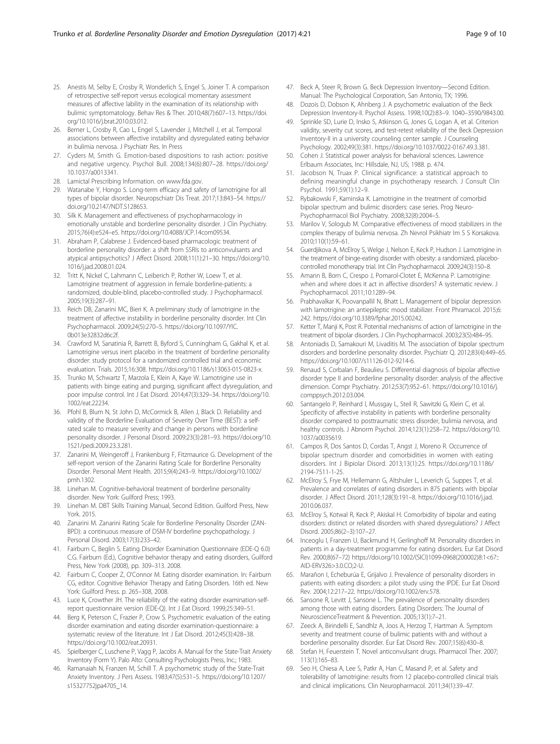25. Anestis M, Selby E, Crosby R, Wonderlich S, Engel S, Joiner T. A comparison of retrospective self-report versus ecological momentary assessment measures of affective lability in the examination of its relationship with bulimic symptomatology. Behav Res & Ther. 2010;48(7):607–13. https://doi.org/10.1016/j.brat.2010.03.012.
26. Berner L, Crosby R, Cao L, Engel S, Lavender J, Mitchell J, et al. Temporal associations between affective instability and dysregulated eating behavior in bulimia nervosa. J Psychiatr Res. In Press
27. Cyders M, Smith G. Emotion-based dispositions to rash action: positive and negative urgency. Psychol Bull. 2008;134(6):807–28. https://doi.org/10.1037/a0013341.
28. Lamictal Prescribing Information. on www.fda.gov.
29. Watanabe Y, Hongo S. Long-term efficacy and safety of lamotrigine for all types of bipolar disorder. Neuropschiatr Dis Treat. 2017;13:843–54. https://doi.org/10.2147/NDT.S128653.
30. Silk K. Management and effectiveness of psychopharmacology in emotionally unstable and borderline personality disorder. J Clin Psychiatry. 2015;76(4):e524–e5. https://doi.org/10.4088/JCP.14com09534.
31. Abraham P, Calabrese J. Evidenced-based pharmacologic treatment of borderline personality disorder: a shift from SSRIs to anticonvulsants and atypical antipsychotics? J Affect Disord. 2008;11(1):21–30. https://doi.org/10.1016/j.jad.2008.01.024.
32. Tritt K, Nickel C, Lahmann C, Leiberich P, Rother W, Loew T, et al. Lamotrigine treatment of aggression in female borderline-patients: a randomized, double-blind, placebo-controlled study. J Psychopharmacol. 2005;19(3):287–91.
33. Reich DB, Zanarini MC, Bieri K. A preliminary study of lamotrigine in the treatment of affective instability in borderline personality disorder. Int Clin Psychopharmacol. 2009;24(5):270–5. https://doi.org/10.1097/YIC.0b013e32832d6c2f.
34. Crawford M, Sanatinia R, Barrett B, Byford S, Cunningham G, Gakhal K, et al. Lamotrigine versus inert placebo in the treatment of borderline personality disorder: study protocol for a randomized controlled trial and economic evaluation. Trials. 2015;16:308. https://doi.org/10.1186/s13063-015-0823-x.
35. Trunko M, Schwartz T, Marzola E, Klein A, Kaye W. Lamotrigine use in patients with binge eating and purging, significant affect dysregulation, and poor impulse control. Int J Eat Disord. 2014;47(3):329–34. https://doi.org/10.1002/eat.22234.
36. Pfohl B, Blum N, St John D, McCormick B, Allen J, Black D. Reliability and validity of the Borderline Evaluation of Severity Over Time (BEST): a self-rated scale to measure severity and change in persons with borderline personality disorder. J Personal Disord. 2009;23(3):281–93. https://doi.org/10.1521/pedi.2009.23.3.281.
37. Zanarini M, Weingeroff J, Frankenburg F, Fitzmaurice G. Development of the self-report version of the Zanarini Rating Scale for Borderline Personality Disorder. Personal Ment Health. 2015;9(4):243–9. https://doi.org/10.1002/pmh.1302.
38. Linehan M. Cognitive-behavioral treatment of borderline personality disorder. New York: Guilford Press; 1993.
39. Linehan M. DBT Skills Training Manual, Second Edition. Guilford Press, New York. 2015.
40. Zanarini M. Zanarini Rating Scale for Borderline Personality Disorder (ZAN-BPD): a continuous measure of DSM-IV borderline psychopathology. J Personal Disord. 2003;17(3):233–42.
41. Fairburn C, Beglin S. Eating Disorder Examination Questionnaire (EDE-Q 6.0) C.G. Fairburn (Ed.), Cognitive behavior therapy and eating disorders, Guilford Press, New York (2008), pp. 309–313. 2008.
42. Fairburn C, Cooper Z, O'Connor M. Eating disorder examination. In: Fairburn CG, editor. Cognitive Behavior Therapy and Eating Disorders. 16th ed. New York: Guilford Press. p. 265–308, 2008.
43. Luce K, Crowther JH. The reliability of the eating disorder examination-self-report questionnaire version (EDE-Q). Int J Eat Disord. 1999;25:349–51.
44. Berg K, Peterson C, Frazier P, Crow S. Psychometric evaluation of the eating disorder examination and eating disorder examination-questionnaire: a systematic review of the literature. Int J Eat Disord. 2012;45(3):428–38. https://doi.org/10.1002/eat.20931.
45. Spielberger C, Luschene P, Vagg P, Jacobs A. Manual for the State-Trait Anxiety Inventory (Form Y). Palo Alto: Consulting Psychologists Press, Inc.; 1983.
46. Ramanaiah N, Franzen M, Schill T. A psychometric study of the State-Trait Anxiety Inventory. J Pers Assess. 1983;47(5):531–5. https://doi.org/10.1207/s15327752jpa4705_14.
47. Beck A, Steer R, Brown G. Beck Depression Inventory—Second Edition. Manual: The Psychological Corporation, San Antonio, TX; 1996.
48. Dozois D, Dobson K, Ahnberg J. A psychometric evaluation of the Beck Depression Inventory-II. Psychol Assess. 1998;10(2):83–9. 1040–3590/9843.00.
49. Sprinkle SD, Lurie D, Insko S, Atkinson G, Jones G, Logan A, et al. Criterion validity, severity cut scores, and test-retest reliability of the Beck Depression Inventory-II in a university counseling center sample. J Counseling Psychology. 2002;49(3):381. https://doi.org/10.1037/0022-0167.49.3.381.
50. Cohen J. Statistical power analysis for behavioral sciences. Lawrence Erlbaum Associates, Inc: Hillsdale, NJ, US; 1988. p. 474.
51. Jacobson N, Truax P. Clinical significance: a statistical approach to defining meaningful change in psychotherapy research. J Consult Clin Psychol. 1991;59(1):12–9.
52. Rybakowski F, Kaminska K. Lamotrigine in the treatment of comorbid bipolar spectrum and bulimic disorders: case series. Prog Neuro-Psychopharmacol Biol Psychiatry. 2008;32(8):2004–5.
53. Marilov V, Sologub M. Comparative effectiveness of mood stabilizers in the complex therapy of bulimia nervosa. Zh Nevrol Psikhiatr Im S S Korsakova. 2010;110(1):59–61.
54. Guerdjikova A, McElroy S, Welge J, Nelson E, Keck P, Hudson J. Lamotrigine in the treatment of binge-eating disorder with obesity: a randomized, placebo-controlled monotherapy trial. Int Clin Psychopharmacol. 2009;24(3):150–8.
55. Amann B, Born C, Crespo J, Pomarol-Clotet E, McKenna P. Lamotrigine: when and where does it act in affective disorders? A systematic review. J Psychopharmacol. 2011;10:1289–94.
56. Prabhavalkar K, Poovanpallil N, Bhatt L. Management of bipolar depression with lamotrigine: an antiepileptic mood stabilizer. Front Phramacol. 2015;6:242. https://doi.org/10.3389/fphar.2015.00242.
57. Ketter T, Manji K, Post R. Potential mechanisms of action of lamotrigine in the treatment of bipolar disorders. J Clin Psychopharmacol. 2003;23(5):484–95.
58. Antoniadis D, Samakouri M, Livaditis M. The association of bipolar spectrum disorders and borderline personality disorder. Psychiatr Q. 2012;83(4):449–65. https://doi.org/10.1007/s11126-012-9214-6.
59. Renaud S, Corbalan F, Beaulieu S. Differential diagnosis of bipolar affective disorder type II and borderline personality disorder: analysis of the affective dimension. Compr Psychiatry. 2012;53(7):952–61. https://doi.org/10.1016/j.comppsych.2012.03.004.
60. Santangelo P, Reinhard I, Mussgay L, Steil R, Sawitzki G, Klein C, et al. Specificity of affective instability in patients with borderline personality disorder compared to posttraumatic stress disorder, bulimia nervosa, and healthy controls. J Abnorm Psychol. 2014;123(1):258–72. https://doi.org/10.1037/a0035619.
61. Campos R, Dos Santos D, Cordas T, Angst J, Moreno R. Occurrence of bipolar spectrum disorder and comorbidities in women with eating disorders. Int J Bipiolar Disord. 2013;13(1):25. https://doi.org/10.1186/2194-7511-1-25.
62. McElroy S, Frye M, Hellemann G, Altshuler L, Leverich G, Suppes T, et al. Prevalence and correlates of eating disorders in 875 patients with bipolar disorder. J Affect Disord. 2011;128(3):191–8. https://doi.org/10.1016/j.jad.2010.06.037.
63. McElroy S, Kotwal R, Keck P, Akiskal H. Comorbidity of bipolar and eating disorders: distinct or related disorders with shared dysregulations? J Affect Disord. 2005;86(2–3):107–27.
64. Inceoglu I, Franzen U, Backmund H, Gerlinghoff M. Personality disorders in patients in a day-treatment programme for eating disorders. Eur Eat Disord Rev. 2000;8(67–72) https://doi.org/10.1002/(SICI)1099-0968(200002)8:1<67::AID-ERV326>3.0.CO;2-U.
65. Marañon I, Echeburúa E, Grijalvo J. Prevalence of personality disorders in patients with eating disorders: a pilot study using the IPDE. Eur Eat Disord Rev. 2004;12:217–22. https://doi.org/10.1002/erv.578.
66. Sansone R, Levitt J, Sansone L. The prevalence of personality disorders among those with eating disorders. Eating Disorders: The Journal of NeuroscienceTreatment & Prevention. 2005;13(1):7–21.
67. Zeeck A, Birindelli E, Sandhlz A, Joos A, Herzog T, Hartman A. Symptom severity and treatment course of bulimic patients with and without a borderline personality disorder. Eur Eat Disord Rev. 2007;15(6):430–8.
68. Stefan H, Feuerstein T. Novel anticonvulsant drugs. Pharmacol Ther. 2007;113(1):165–83.
69. Seo H, Chiesa A, Lee S, Patkr A, Han C, Masand P, et al. Safety and tolerability of lamotrigine: results from 12 placebo-controlled clinical trials and clinical implications. Clin Neuropharmacol. 2011;34(1):39–47.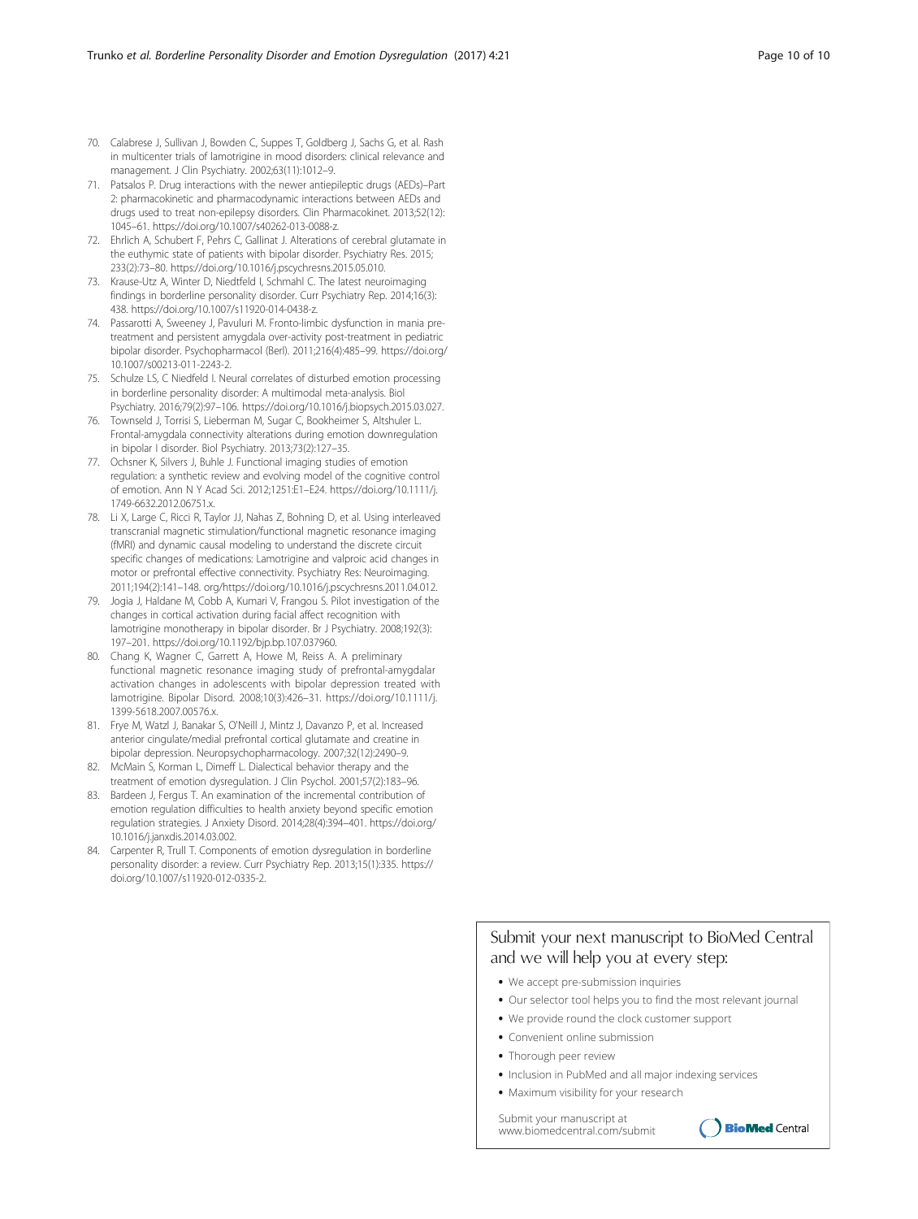70. Calabrese J, Sullivan J, Bowden C, Suppes T, Goldberg J, Sachs G, et al. Rash in multicenter trials of lamotrigine in mood disorders: clinical relevance and management. J Clin Psychiatry. 2002;63(11):1012–9.
71. Patsalos P. Drug interactions with the newer antiepileptic drugs (AEDs)–Part 2: pharmacokinetic and pharmacodynamic interactions between AEDs and drugs used to treat non-epilepsy disorders. Clin Pharmacokinet. 2013;52(12): 1045–61. https://doi.org/10.1007/s40262-013-0088-z.
72. Ehrlich A, Schubert F, Pehrs C, Gallinat J. Alterations of cerebral glutamate in the euthymic state of patients with bipolar disorder. Psychiatry Res. 2015; 233(2):73–80. https://doi.org/10.1016/j.pscychresns.2015.05.010.
73. Krause-Utz A, Winter D, Niedtfeld I, Schmahl C. The latest neuroimaging findings in borderline personality disorder. Curr Psychiatry Rep. 2014;16(3): 438. https://doi.org/10.1007/s11920-014-0438-z.
74. Passarotti A, Sweeney J, Pavuluri M. Fronto-limbic dysfunction in mania pre-treatment and persistent amygdala over-activity post-treatment in pediatric bipolar disorder. Psychopharmacol (Berl). 2011;216(4):485–99. https://doi.org/10.1007/s00213-011-2243-2.
75. Schulze LS, C Niedfeld I. Neural correlates of disturbed emotion processing in borderline personality disorder: A multimodal meta-analysis. Biol Psychiatry. 2016;79(2):97–106. https://doi.org/10.1016/j.biopsych.2015.03.027.
76. Townseld J, Torrisi S, Lieberman M, Sugar C, Bookheimer S, Altshuler L. Frontal-amygdala connectivity alterations during emotion downregulation in bipolar I disorder. Biol Psychiatry. 2013;73(2):127–35.
77. Ochsner K, Silvers J, Buhle J. Functional imaging studies of emotion regulation: a synthetic review and evolving model of the cognitive control of emotion. Ann N Y Acad Sci. 2012;1251:E1–E24. https://doi.org/10.1111/j.1749-6632.2012.06751.x.
78. Li X, Large C, Ricci R, Taylor JJ, Nahas Z, Bohning D, et al. Using interleaved transcranial magnetic stimulation/functional magnetic resonance imaging (fMRI) and dynamic causal modeling to understand the discrete circuit specific changes of medications: Lamotrigine and valproic acid changes in motor or prefrontal effective connectivity. Psychiatry Res: Neuroimaging. 2011;194(2):141–148. org/https://doi.org/10.1016/j.pscychresns.2011.04.012.
79. Jogia J, Haldane M, Cobb A, Kumari V, Frangou S. Pilot investigation of the changes in cortical activation during facial affect recognition with lamotrigine monotherapy in bipolar disorder. Br J Psychiatry. 2008;192(3): 197–201. https://doi.org/10.1192/bjp.bp.107.037960.
80. Chang K, Wagner C, Garrett A, Howe M, Reiss A. A preliminary functional magnetic resonance imaging study of prefrontal-amygdalar activation changes in adolescents with bipolar depression treated with lamotrigine. Bipolar Disord. 2008;10(3):426–31. https://doi.org/10.1111/j.1399-5618.2007.00576.x.
81. Frye M, Watzl J, Banakar S, O'Neill J, Mintz J, Davanzo P, et al. Increased anterior cingulate/medial prefrontal cortical glutamate and creatine in bipolar depression. Neuropsychopharmacology. 2007;32(12):2490–9.
82. McMain S, Korman L, Dimeff L. Dialectical behavior therapy and the treatment of emotion dysregulation. J Clin Psychol. 2001;57(2):183–96.
83. Bardeen J, Fergus T. An examination of the incremental contribution of emotion regulation difficulties to health anxiety beyond specific emotion regulation strategies. J Anxiety Disord. 2014;28(4):394–401. https://doi.org/10.1016/j.janxdis.2014.03.002.
84. Carpenter R, Trull T. Components of emotion dysregulation in borderline personality disorder: a review. Curr Psychiatry Rep. 2013;15(1):335. https://doi.org/10.1007/s11920-012-0335-2.

Submit your next manuscript to BioMed Central and we will help you at every step:

- We accept pre-submission inquiries
- Our selector tool helps you to find the most relevant journal
- We provide round the clock customer support
- Convenient online submission
- Thorough peer review
- Inclusion in PubMed and all major indexing services
- Maximum visibility for your research

Submit your manuscript at
www.biomedcentral.com/submit

BioMed Central